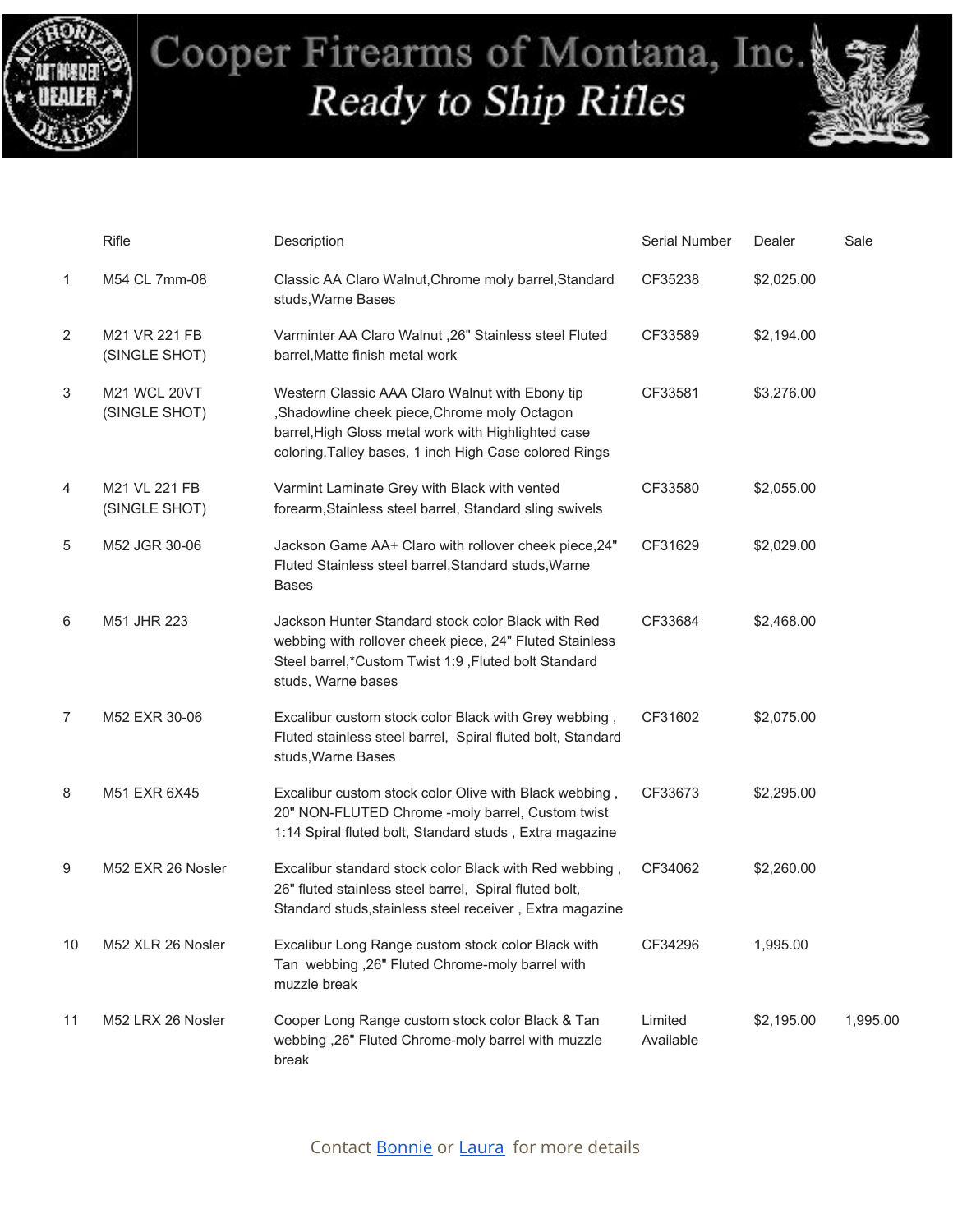# Cooper Firearms of Montana, Inc.

## *Ready to Ship Rifles*

| | Rifle | Description | Serial Number | Dealer | Sale |
|---|---|---|---|---|---|
| 1 | M54 CL 7mm-08 | Classic AA Claro Walnut,Chrome moly barrel,Standard studs,Warne Bases | CF35238 | $2,025.00 | |
| 2 | M21 VR 221 FB (SINGLE SHOT) | Varminter AA Claro Walnut ,26" Stainless steel Fluted barrel,Matte finish metal work | CF33589 | $2,194.00 | |
| 3 | M21 WCL 20VT (SINGLE SHOT) | Western Classic AAA Claro Walnut with Ebony tip ,Shadowline cheek piece,Chrome moly Octagon barrel,High Gloss metal work with Highlighted case coloring,Talley bases, 1 inch High Case colored Rings | CF33581 | $3,276.00 | |
| 4 | M21 VL 221 FB (SINGLE SHOT) | Varmint Laminate Grey with Black with vented forearm,Stainless steel barrel, Standard sling swivels | CF33580 | $2,055.00 | |
| 5 | M52 JGR 30-06 | Jackson Game AA+ Claro with rollover cheek piece,24" Fluted Stainless steel barrel,Standard studs,Warne Bases | CF31629 | $2,029.00 | |
| 6 | M51 JHR 223 | Jackson Hunter Standard stock color Black with Red webbing with rollover cheek piece, 24" Fluted Stainless Steel barrel,*Custom Twist 1:9 ,Fluted bolt Standard studs, Warne bases | CF33684 | $2,468.00 | |
| 7 | M52 EXR 30-06 | Excalibur custom stock color Black with Grey webbing , Fluted stainless steel barrel, Spiral fluted bolt, Standard studs,Warne Bases | CF31602 | $2,075.00 | |
| 8 | M51 EXR 6X45 | Excalibur custom stock color Olive with Black webbing , 20" NON-FLUTED Chrome -moly barrel, Custom twist 1:14 Spiral fluted bolt, Standard studs , Extra magazine | CF33673 | $2,295.00 | |
| 9 | M52 EXR 26 Nosler | Excalibur standard stock color Black with Red webbing , 26" fluted stainless steel barrel, Spiral fluted bolt, Standard studs,stainless steel receiver , Extra magazine | CF34062 | $2,260.00 | |
| 10 | M52 XLR 26 Nosler | Excalibur Long Range custom stock color Black with Tan webbing ,26" Fluted Chrome-moly barrel with muzzle break | CF34296 | 1,995.00 | |
| 11 | M52 LRX 26 Nosler | Cooper Long Range custom stock color Black & Tan webbing ,26" Fluted Chrome-moly barrel with muzzle break | Limited Available | $2,195.00 | 1,995.00 |

Contact Bonnie or Laura for more details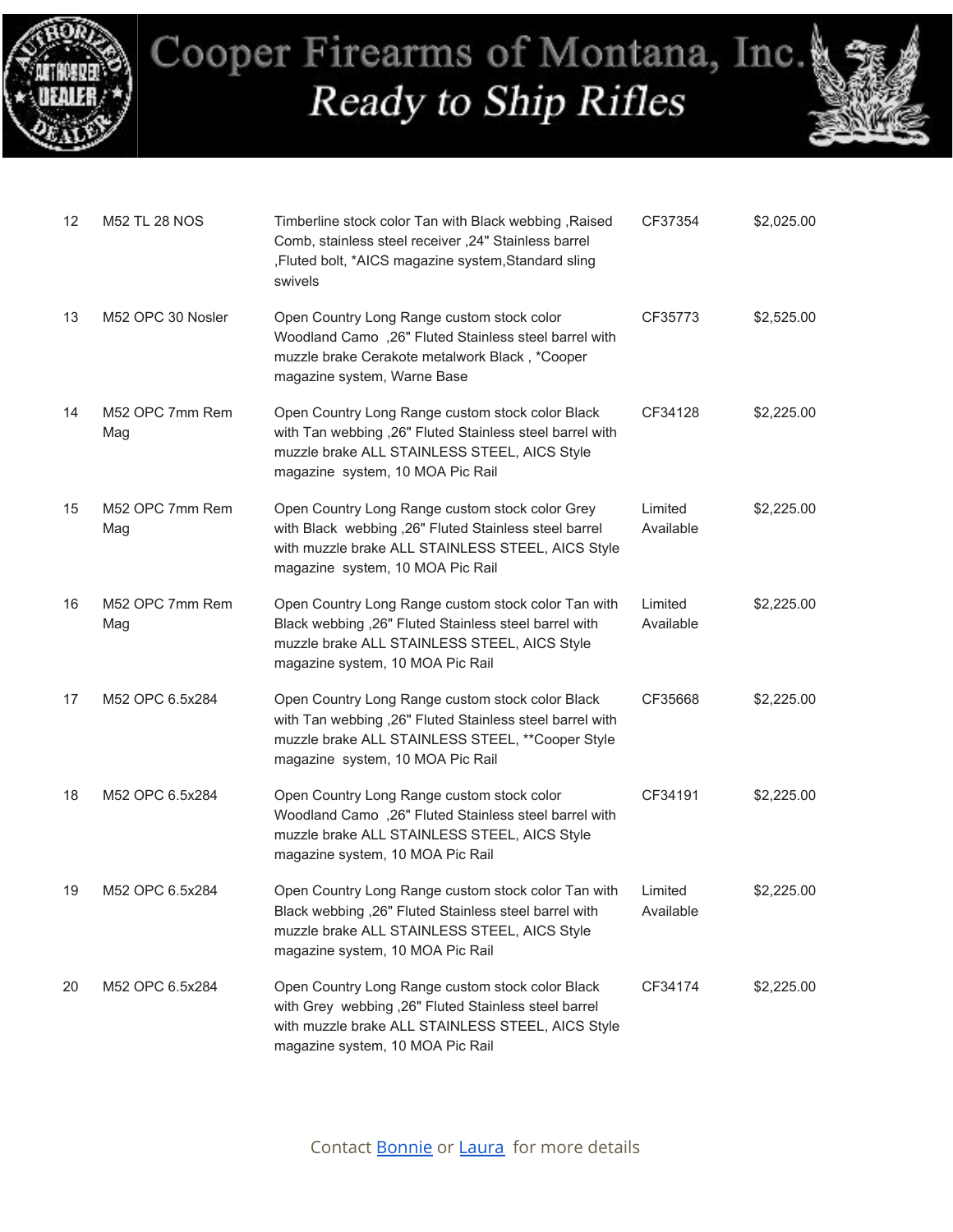# Cooper Firearms of Montana, Inc.

## *Ready to Ship Rifles*

| | | | | |
|---|---|---|---|---|
| 12 | M52 TL 28 NOS | Timberline stock color Tan with Black webbing ,Raised Comb, stainless steel receiver ,24" Stainless barrel ,Fluted bolt, *AICS magazine system,Standard sling swivels | CF37354 | $2,025.00 |
| 13 | M52 OPC 30 Nosler | Open Country Long Range custom stock color Woodland Camo ,26" Fluted Stainless steel barrel with muzzle brake Cerakote metalwork Black , *Cooper magazine system, Warne Base | CF35773 | $2,525.00 |
| 14 | M52 OPC 7mm Rem Mag | Open Country Long Range custom stock color Black with Tan webbing ,26" Fluted Stainless steel barrel with muzzle brake ALL STAINLESS STEEL, AICS Style magazine system, 10 MOA Pic Rail | CF34128 | $2,225.00 |
| 15 | M52 OPC 7mm Rem Mag | Open Country Long Range custom stock color Grey with Black webbing ,26" Fluted Stainless steel barrel with muzzle brake ALL STAINLESS STEEL, AICS Style magazine system, 10 MOA Pic Rail | Limited Available | $2,225.00 |
| 16 | M52 OPC 7mm Rem Mag | Open Country Long Range custom stock color Tan with Black webbing ,26" Fluted Stainless steel barrel with muzzle brake ALL STAINLESS STEEL, AICS Style magazine system, 10 MOA Pic Rail | Limited Available | $2,225.00 |
| 17 | M52 OPC 6.5x284 | Open Country Long Range custom stock color Black with Tan webbing ,26" Fluted Stainless steel barrel with muzzle brake ALL STAINLESS STEEL, **Cooper Style magazine system, 10 MOA Pic Rail | CF35668 | $2,225.00 |
| 18 | M52 OPC 6.5x284 | Open Country Long Range custom stock color Woodland Camo ,26" Fluted Stainless steel barrel with muzzle brake ALL STAINLESS STEEL, AICS Style magazine system, 10 MOA Pic Rail | CF34191 | $2,225.00 |
| 19 | M52 OPC 6.5x284 | Open Country Long Range custom stock color Tan with Black webbing ,26" Fluted Stainless steel barrel with muzzle brake ALL STAINLESS STEEL, AICS Style magazine system, 10 MOA Pic Rail | Limited Available | $2,225.00 |
| 20 | M52 OPC 6.5x284 | Open Country Long Range custom stock color Black with Grey webbing ,26" Fluted Stainless steel barrel with muzzle brake ALL STAINLESS STEEL, AICS Style magazine system, 10 MOA Pic Rail | CF34174 | $2,225.00 |

Contact Bonnie or Laura for more details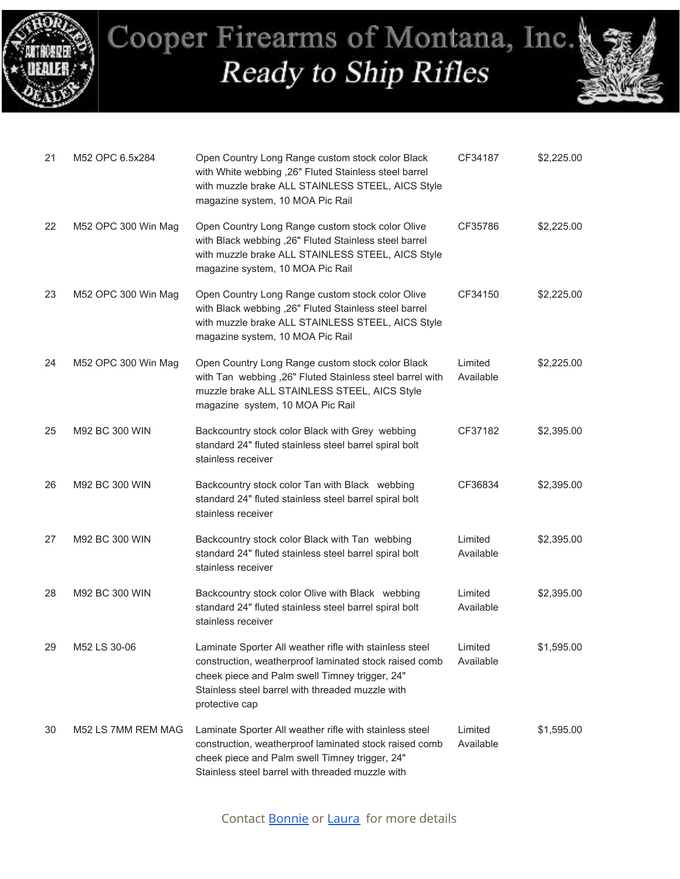# Cooper Firearms of Montana, Inc.

## *Ready to Ship Rifles*

| 21 | M52 OPC 6.5x284 | Open Country Long Range custom stock color Black with White webbing ,26" Fluted Stainless steel barrel with muzzle brake ALL STAINLESS STEEL, AICS Style magazine system, 10 MOA Pic Rail | CF34187 | $2,225.00 |
|---|---|---|---|---|
| 22 | M52 OPC 300 Win Mag | Open Country Long Range custom stock color Olive with Black webbing ,26" Fluted Stainless steel barrel with muzzle brake ALL STAINLESS STEEL, AICS Style magazine system, 10 MOA Pic Rail | CF35786 | $2,225.00 |
| 23 | M52 OPC 300 Win Mag | Open Country Long Range custom stock color Olive with Black webbing ,26" Fluted Stainless steel barrel with muzzle brake ALL STAINLESS STEEL, AICS Style magazine system, 10 MOA Pic Rail | CF34150 | $2,225.00 |
| 24 | M52 OPC 300 Win Mag | Open Country Long Range custom stock color Black with Tan webbing ,26" Fluted Stainless steel barrel with muzzle brake ALL STAINLESS STEEL, AICS Style magazine system, 10 MOA Pic Rail | Limited Available | $2,225.00 |
| 25 | M92 BC 300 WIN | Backcountry stock color Black with Grey webbing standard 24" fluted stainless steel barrel spiral bolt stainless receiver | CF37182 | $2,395.00 |
| 26 | M92 BC 300 WIN | Backcountry stock color Tan with Black webbing standard 24" fluted stainless steel barrel spiral bolt stainless receiver | CF36834 | $2,395.00 |
| 27 | M92 BC 300 WIN | Backcountry stock color Black with Tan webbing standard 24" fluted stainless steel barrel spiral bolt stainless receiver | Limited Available | $2,395.00 |
| 28 | M92 BC 300 WIN | Backcountry stock color Olive with Black webbing standard 24" fluted stainless steel barrel spiral bolt stainless receiver | Limited Available | $2,395.00 |
| 29 | M52 LS 30-06 | Laminate Sporter All weather rifle with stainless steel construction, weatherproof laminated stock raised comb cheek piece and Palm swell Timney trigger, 24" Stainless steel barrel with threaded muzzle with protective cap | Limited Available | $1,595.00 |
| 30 | M52 LS 7MM REM MAG | Laminate Sporter All weather rifle with stainless steel construction, weatherproof laminated stock raised comb cheek piece and Palm swell Timney trigger, 24" Stainless steel barrel with threaded muzzle with | Limited Available | $1,595.00 |

Contact Bonnie or Laura for more details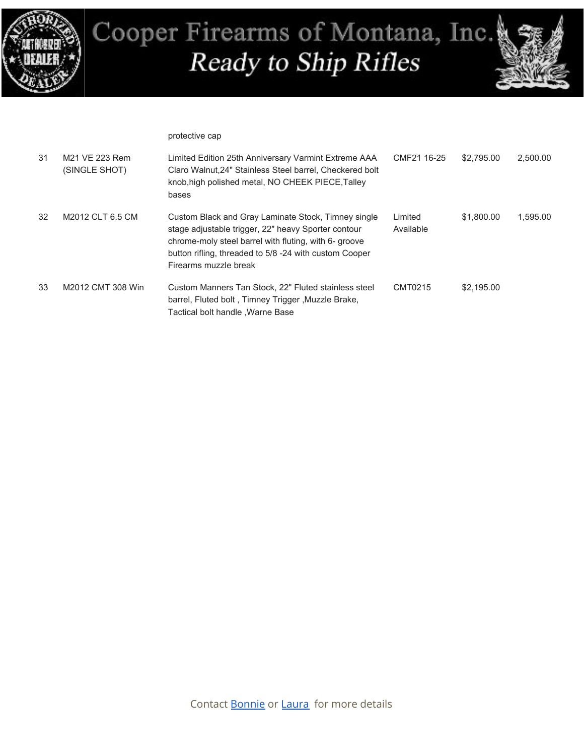| | | | | | |
|---|---|---|---|---|---|
| | | protective cap | | | |
| 31 | M21 VE 223 Rem (SINGLE SHOT) | Limited Edition 25th Anniversary Varmint Extreme AAA Claro Walnut,24" Stainless Steel barrel, Checkered bolt knob,high polished metal, NO CHEEK PIECE,Talley bases | CMF21 16-25 | $2,795.00 | 2,500.00 |
| 32 | M2012 CLT 6.5 CM | Custom Black and Gray Laminate Stock, Timney single stage adjustable trigger, 22" heavy Sporter contour chrome-moly steel barrel with fluting, with 6- groove button rifling, threaded to 5/8 -24 with custom Cooper Firearms muzzle break | Limited Available | $1,800.00 | 1,595.00 |
| 33 | M2012 CMT 308 Win | Custom Manners Tan Stock, 22" Fluted stainless steel barrel, Fluted bolt , Timney Trigger ,Muzzle Brake, Tactical bolt handle ,Warne Base | CMT0215 | $2,195.00 | |

Contact Bonnie or Laura for more details